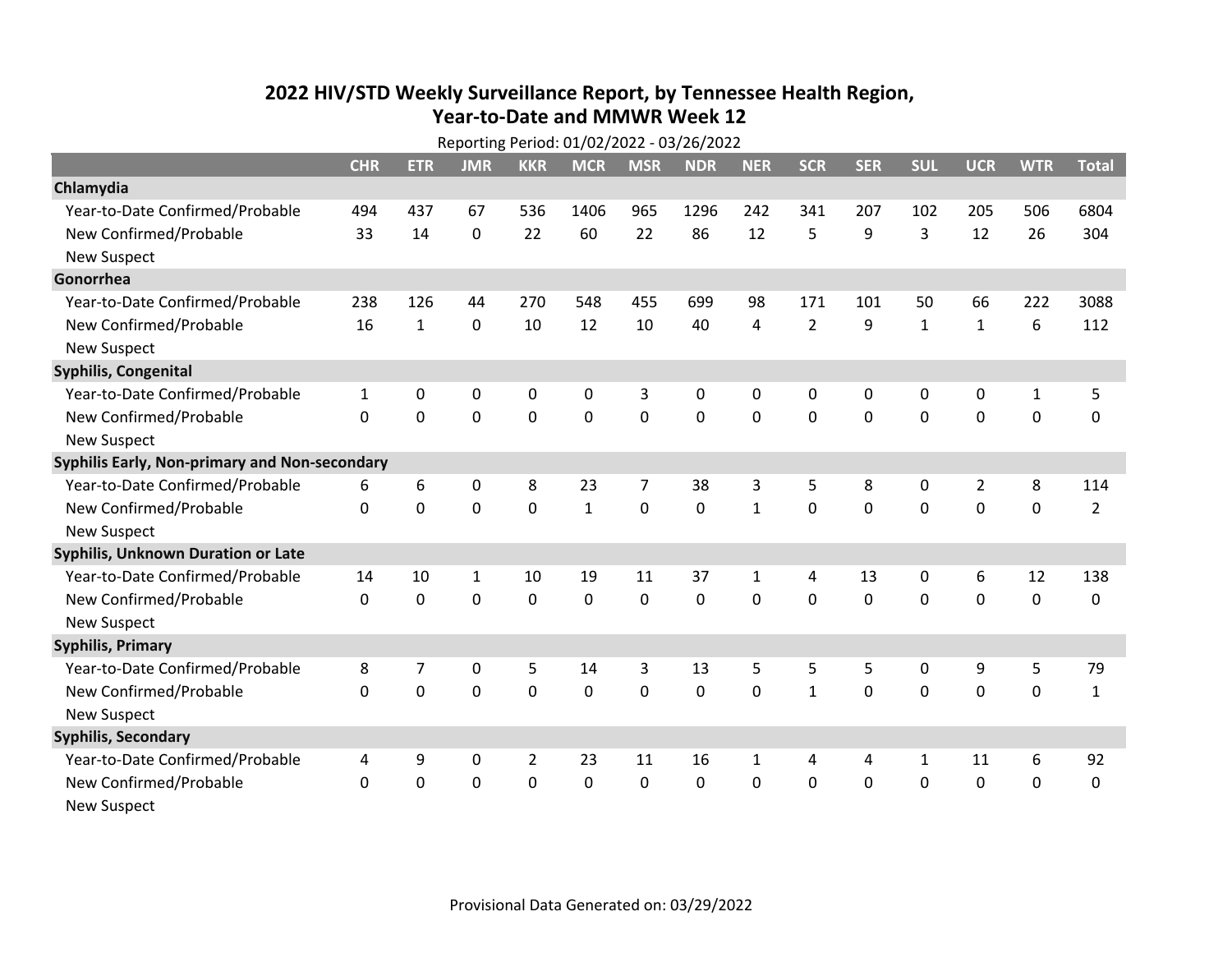# 2022 HIV/STD Weekly Surveillance Report, by Tennessee Health Region, Year-to-Date and MMWR Week 12

Reporting Period: 01/02/2022 - 03/26/2022

| | CHR | ETR | JMR | KKR | MCR | MSR | NDR | NER | SCR | SER | SUL | UCR | WTR | Total |
|---|---|---|---|---|---|---|---|---|---|---|---|---|---|---|
| **Chlamydia** | | | | | | | | | | | | | | |
| Year-to-Date Confirmed/Probable | 494 | 437 | 67 | 536 | 1406 | 965 | 1296 | 242 | 341 | 207 | 102 | 205 | 506 | 6804 |
| New Confirmed/Probable | 33 | 14 | 0 | 22 | 60 | 22 | 86 | 12 | 5 | 9 | 3 | 12 | 26 | 304 |
| New Suspect | | | | | | | | | | | | | | |
| **Gonorrhea** | | | | | | | | | | | | | | |
| Year-to-Date Confirmed/Probable | 238 | 126 | 44 | 270 | 548 | 455 | 699 | 98 | 171 | 101 | 50 | 66 | 222 | 3088 |
| New Confirmed/Probable | 16 | 1 | 0 | 10 | 12 | 10 | 40 | 4 | 2 | 9 | 1 | 1 | 6 | 112 |
| New Suspect | | | | | | | | | | | | | | |
| **Syphilis, Congenital** | | | | | | | | | | | | | | |
| Year-to-Date Confirmed/Probable | 1 | 0 | 0 | 0 | 0 | 3 | 0 | 0 | 0 | 0 | 0 | 0 | 1 | 5 |
| New Confirmed/Probable | 0 | 0 | 0 | 0 | 0 | 0 | 0 | 0 | 0 | 0 | 0 | 0 | 0 | 0 |
| New Suspect | | | | | | | | | | | | | | |
| **Syphilis Early, Non-primary and Non-secondary** | | | | | | | | | | | | | | |
| Year-to-Date Confirmed/Probable | 6 | 6 | 0 | 8 | 23 | 7 | 38 | 3 | 5 | 8 | 0 | 2 | 8 | 114 |
| New Confirmed/Probable | 0 | 0 | 0 | 0 | 1 | 0 | 0 | 1 | 0 | 0 | 0 | 0 | 0 | 2 |
| New Suspect | | | | | | | | | | | | | | |
| **Syphilis, Unknown Duration or Late** | | | | | | | | | | | | | | |
| Year-to-Date Confirmed/Probable | 14 | 10 | 1 | 10 | 19 | 11 | 37 | 1 | 4 | 13 | 0 | 6 | 12 | 138 |
| New Confirmed/Probable | 0 | 0 | 0 | 0 | 0 | 0 | 0 | 0 | 0 | 0 | 0 | 0 | 0 | 0 |
| New Suspect | | | | | | | | | | | | | | |
| **Syphilis, Primary** | | | | | | | | | | | | | | |
| Year-to-Date Confirmed/Probable | 8 | 7 | 0 | 5 | 14 | 3 | 13 | 5 | 5 | 5 | 0 | 9 | 5 | 79 |
| New Confirmed/Probable | 0 | 0 | 0 | 0 | 0 | 0 | 0 | 0 | 1 | 0 | 0 | 0 | 0 | 1 |
| New Suspect | | | | | | | | | | | | | | |
| **Syphilis, Secondary** | | | | | | | | | | | | | | |
| Year-to-Date Confirmed/Probable | 4 | 9 | 0 | 2 | 23 | 11 | 16 | 1 | 4 | 4 | 1 | 11 | 6 | 92 |
| New Confirmed/Probable | 0 | 0 | 0 | 0 | 0 | 0 | 0 | 0 | 0 | 0 | 0 | 0 | 0 | 0 |
| New Suspect | | | | | | | | | | | | | | |

Provisional Data Generated on: 03/29/2022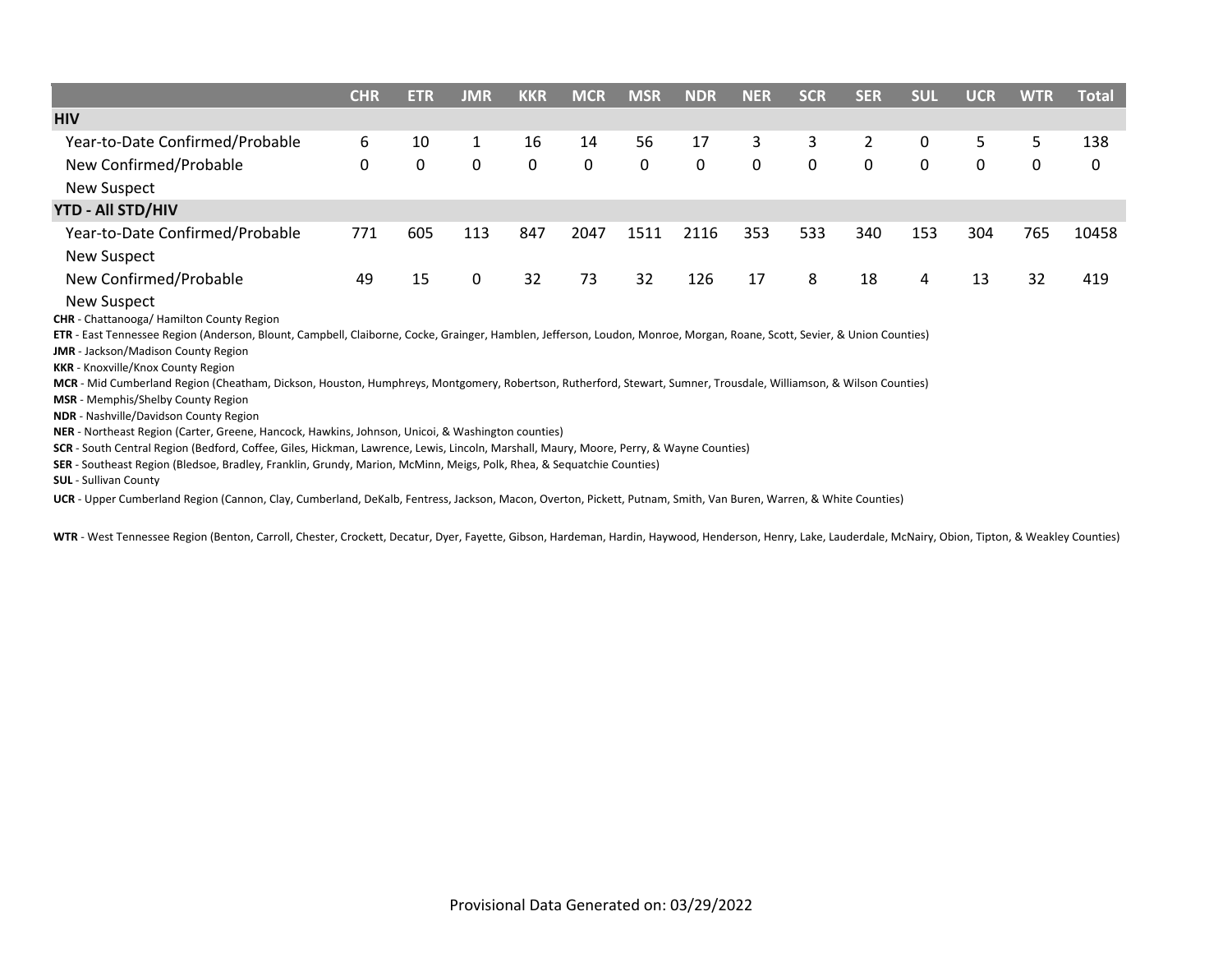| | CHR | ETR | JMR | KKR | MCR | MSR | NDR | NER | SCR | SER | SUL | UCR | WTR | Total |
|---|---|---|---|---|---|---|---|---|---|---|---|---|---|---|
| **HIV** | | | | | | | | | | | | | | |
| Year-to-Date Confirmed/Probable | 6 | 10 | 1 | 16 | 14 | 56 | 17 | 3 | 3 | 2 | 0 | 5 | 5 | 138 |
| New Confirmed/Probable | 0 | 0 | 0 | 0 | 0 | 0 | 0 | 0 | 0 | 0 | 0 | 0 | 0 | 0 |
| New Suspect | | | | | | | | | | | | | | |
| **YTD - All STD/HIV** | | | | | | | | | | | | | | |
| Year-to-Date Confirmed/Probable | 771 | 605 | 113 | 847 | 2047 | 1511 | 2116 | 353 | 533 | 340 | 153 | 304 | 765 | 10458 |
| New Suspect | | | | | | | | | | | | | | |
| New Confirmed/Probable | 49 | 15 | 0 | 32 | 73 | 32 | 126 | 17 | 8 | 18 | 4 | 13 | 32 | 419 |
| New Suspect | | | | | | | | | | | | | | |

**CHR** - Chattanooga/ Hamilton County Region

**ETR** - East Tennessee Region (Anderson, Blount, Campbell, Claiborne, Cocke, Grainger, Hamblen, Jefferson, Loudon, Monroe, Morgan, Roane, Scott, Sevier, & Union Counties)

**JMR** - Jackson/Madison County Region

**KKR** - Knoxville/Knox County Region

**MCR** - Mid Cumberland Region (Cheatham, Dickson, Houston, Humphreys, Montgomery, Robertson, Rutherford, Stewart, Sumner, Trousdale, Williamson, & Wilson Counties)

**MSR** - Memphis/Shelby County Region

**NDR** - Nashville/Davidson County Region

**NER** - Northeast Region (Carter, Greene, Hancock, Hawkins, Johnson, Unicoi, & Washington counties)

**SCR** - South Central Region (Bedford, Coffee, Giles, Hickman, Lawrence, Lewis, Lincoln, Marshall, Maury, Moore, Perry, & Wayne Counties)

**SER** - Southeast Region (Bledsoe, Bradley, Franklin, Grundy, Marion, McMinn, Meigs, Polk, Rhea, & Sequatchie Counties)

**SUL** - Sullivan County

**UCR** - Upper Cumberland Region (Cannon, Clay, Cumberland, DeKalb, Fentress, Jackson, Macon, Overton, Pickett, Putnam, Smith, Van Buren, Warren, & White Counties)

**WTR** - West Tennessee Region (Benton, Carroll, Chester, Crockett, Decatur, Dyer, Fayette, Gibson, Hardeman, Hardin, Haywood, Henderson, Henry, Lake, Lauderdale, McNairy, Obion, Tipton, & Weakley Counties)

Provisional Data Generated on: 03/29/2022